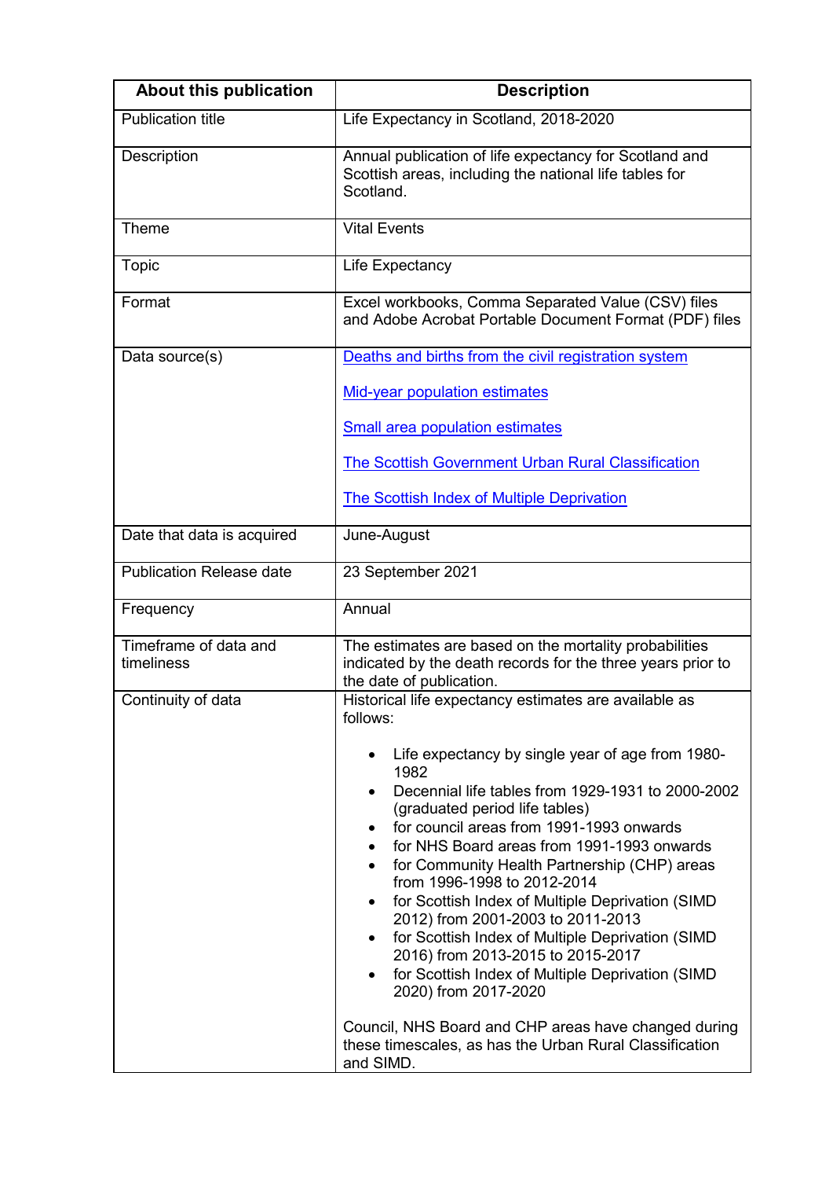| About this publication | Description |
|---|---|
| Publication title | Life Expectancy in Scotland, 2018-2020 |
| Description | Annual publication of life expectancy for Scotland and Scottish areas, including the national life tables for Scotland. |
| Theme | Vital Events |
| Topic | Life Expectancy |
| Format | Excel workbooks, Comma Separated Value (CSV) files and Adobe Acrobat Portable Document Format (PDF) files |
| Data source(s) | Deaths and births from the civil registration system<br><br>Mid-year population estimates<br><br>Small area population estimates<br><br>The Scottish Government Urban Rural Classification<br><br>The Scottish Index of Multiple Deprivation |
| Date that data is acquired | June-August |
| Publication Release date | 23 September 2021 |
| Frequency | Annual |
| Timeframe of data and timeliness | The estimates are based on the mortality probabilities indicated by the death records for the three years prior to the date of publication. |
| Continuity of data | Historical life expectancy estimates are available as follows:<br><br>• Life expectancy by single year of age from 1980-1982<br>• Decennial life tables from 1929-1931 to 2000-2002 (graduated period life tables)<br>• for council areas from 1991-1993 onwards<br>• for NHS Board areas from 1991-1993 onwards<br>• for Community Health Partnership (CHP) areas from 1996-1998 to 2012-2014<br>• for Scottish Index of Multiple Deprivation (SIMD 2012) from 2001-2003 to 2011-2013<br>• for Scottish Index of Multiple Deprivation (SIMD 2016) from 2013-2015 to 2015-2017<br>• for Scottish Index of Multiple Deprivation (SIMD 2020) from 2017-2020<br><br>Council, NHS Board and CHP areas have changed during these timescales, as has the Urban Rural Classification and SIMD. |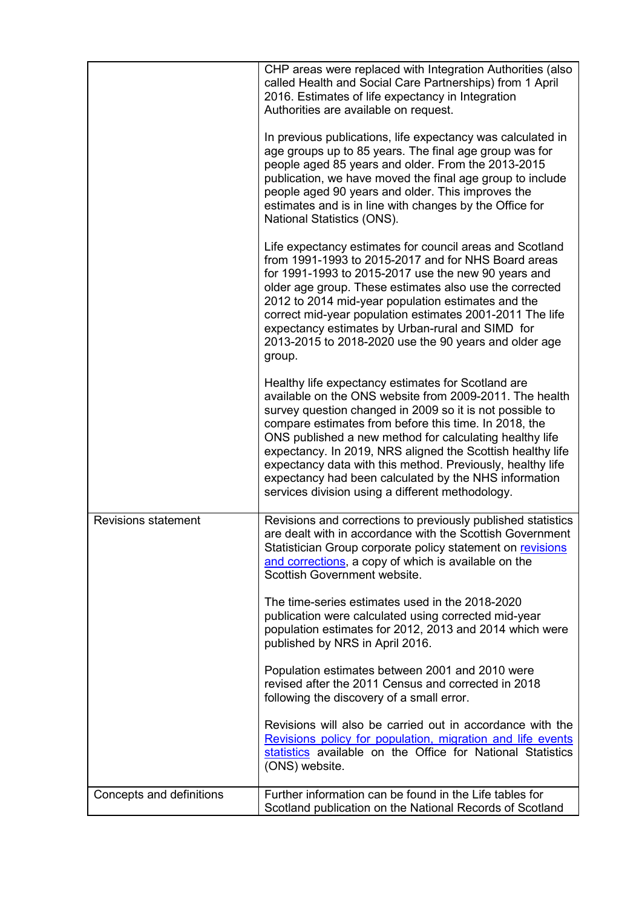| | |
|---|---|
| | CHP areas were replaced with Integration Authorities (also called Health and Social Care Partnerships) from 1 April 2016. Estimates of life expectancy in Integration Authorities are available on request.<br><br>In previous publications, life expectancy was calculated in age groups up to 85 years. The final age group was for people aged 85 years and older. From the 2013-2015 publication, we have moved the final age group to include people aged 90 years and older. This improves the estimates and is in line with changes by the Office for National Statistics (ONS).<br><br>Life expectancy estimates for council areas and Scotland from 1991-1993 to 2015-2017 and for NHS Board areas for 1991-1993 to 2015-2017 use the new 90 years and older age group. These estimates also use the corrected 2012 to 2014 mid-year population estimates and the correct mid-year population estimates 2001-2011 The life expectancy estimates by Urban-rural and SIMD for 2013-2015 to 2018-2020 use the 90 years and older age group.<br><br>Healthy life expectancy estimates for Scotland are available on the ONS website from 2009-2011. The health survey question changed in 2009 so it is not possible to compare estimates from before this time. In 2018, the ONS published a new method for calculating healthy life expectancy. In 2019, NRS aligned the Scottish healthy life expectancy data with this method. Previously, healthy life expectancy had been calculated by the NHS information services division using a different methodology. |
| Revisions statement | Revisions and corrections to previously published statistics are dealt with in accordance with the Scottish Government Statistician Group corporate policy statement on [revisions and corrections](), a copy of which is available on the Scottish Government website.<br><br>The time-series estimates used in the 2018-2020 publication were calculated using corrected mid-year population estimates for 2012, 2013 and 2014 which were published by NRS in April 2016.<br><br>Population estimates between 2001 and 2010 were revised after the 2011 Census and corrected in 2018 following the discovery of a small error.<br><br>Revisions will also be carried out in accordance with the [Revisions policy for population, migration and life events statistics]() available on the Office for National Statistics (ONS) website. |
| Concepts and definitions | Further information can be found in the Life tables for Scotland publication on the National Records of Scotland |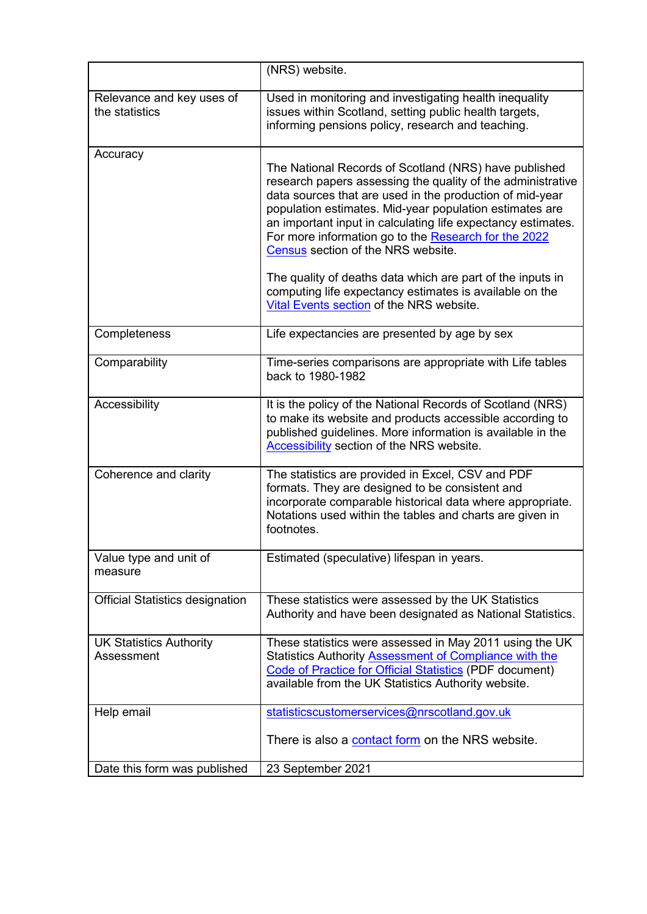| | |
|---|---|
| | (NRS) website. |
| Relevance and key uses of the statistics | Used in monitoring and investigating health inequality issues within Scotland, setting public health targets, informing pensions policy, research and teaching. |
| Accuracy | The National Records of Scotland (NRS) have published research papers assessing the quality of the administrative data sources that are used in the production of mid-year population estimates. Mid-year population estimates are an important input in calculating life expectancy estimates. For more information go to the [Research for the 2022 Census] section of the NRS website.<br><br>The quality of deaths data which are part of the inputs in computing life expectancy estimates is available on the [Vital Events section] of the NRS website. |
| Completeness | Life expectancies are presented by age by sex |
| Comparability | Time-series comparisons are appropriate with Life tables back to 1980-1982 |
| Accessibility | It is the policy of the National Records of Scotland (NRS) to make its website and products accessible according to published guidelines. More information is available in the [Accessibility] section of the NRS website. |
| Coherence and clarity | The statistics are provided in Excel, CSV and PDF formats. They are designed to be consistent and incorporate comparable historical data where appropriate. Notations used within the tables and charts are given in footnotes. |
| Value type and unit of measure | Estimated (speculative) lifespan in years. |
| Official Statistics designation | These statistics were assessed by the UK Statistics Authority and have been designated as National Statistics. |
| UK Statistics Authority Assessment | These statistics were assessed in May 2011 using the UK Statistics Authority [Assessment of Compliance with the Code of Practice for Official Statistics] (PDF document) available from the UK Statistics Authority website. |
| Help email | statisticscustomerservices@nrscotland.gov.uk<br><br>There is also a [contact form] on the NRS website. |
| Date this form was published | 23 September 2021 |